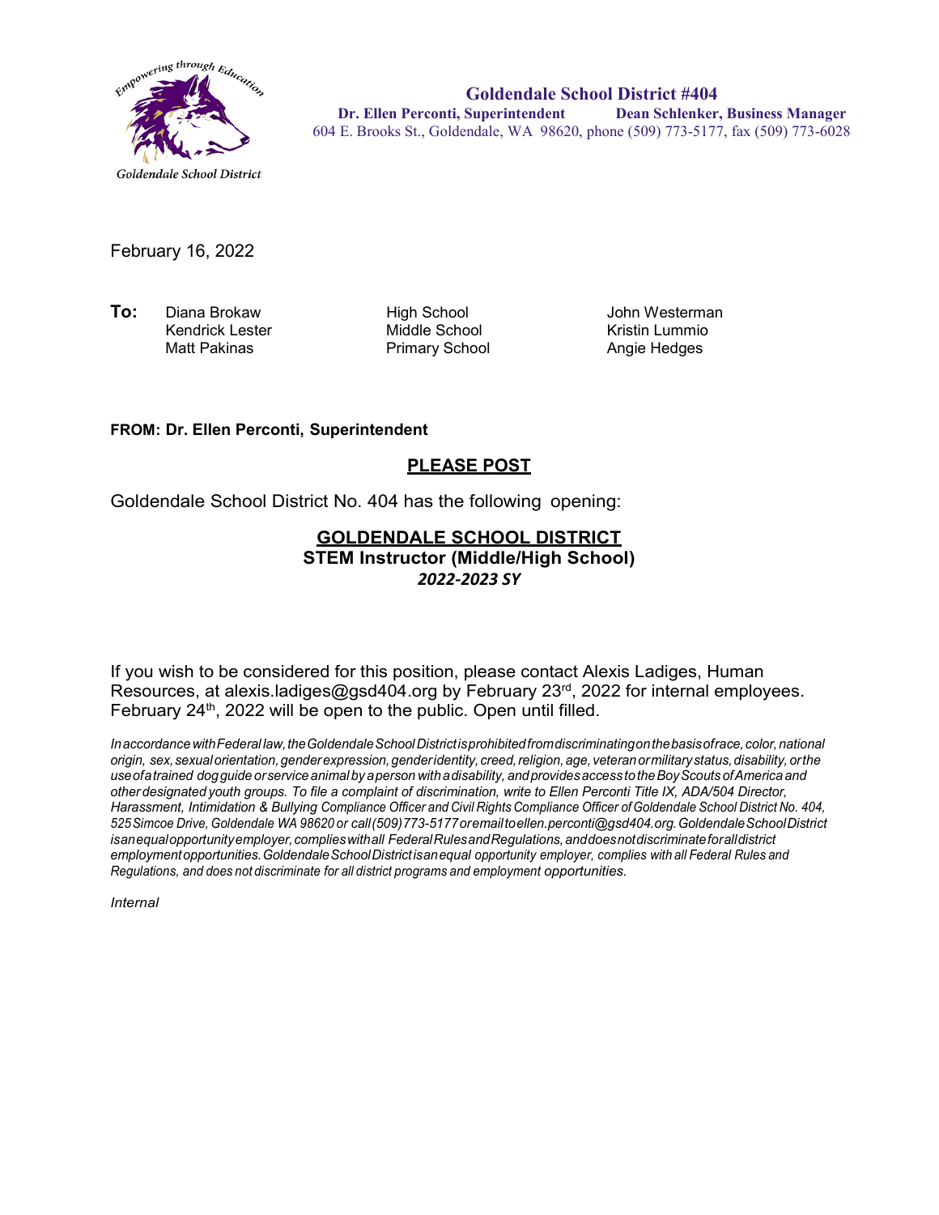Empowering through Education

Goldendale School District

**Goldendale School District #404**
**Dr. Ellen Perconti, Superintendent** **Dean Schlenker, Business Manager**
604 E. Brooks St., Goldendale, WA 98620, phone (509) 773-5177, fax (509) 773-6028

February 16, 2022

| **To:** | | | |
|---|---|---|---|
| | Diana Brokaw | High School | John Westerman |
| | Kendrick Lester | Middle School | Kristin Lummio |
| | Matt Pakinas | Primary School | Angie Hedges |

**FROM: Dr. Ellen Perconti, Superintendent**

**PLEASE POST**

Goldendale School District No. 404 has the following opening:

**GOLDENDALE SCHOOL DISTRICT**
**STEM Instructor (Middle/High School)**
***2022-2023 SY***

If you wish to be considered for this position, please contact Alexis Ladiges, Human Resources, at alexis.ladiges@gsd404.org by February 23rd, 2022 for internal employees. February 24th, 2022 will be open to the public. Open until filled.

*In accordance with Federal law, the Goldendale School District is prohibited from discriminating on the basis of race, color, national origin, sex, sexual orientation, gender expression, gender identity, creed, religion, age, veteran or military status, disability, or the use of a trained dog guide or service animal by a person with a disability, and provides access to the Boy Scouts of America and other designated youth groups. To file a complaint of discrimination, write to Ellen Perconti Title IX, ADA/504 Director, Harassment, Intimidation & Bullying Compliance Officer and Civil Rights Compliance Officer of Goldendale School District No. 404, 525 Simcoe Drive, Goldendale WA 98620 or call (509) 773-5177 or email to ellen.perconti@gsd404.org. Goldendale School District is an equal opportunity employer, complies with all Federal Rules and Regulations, and does not discriminate for all district employment opportunities. Goldendale School District is an equal opportunity employer, complies with all Federal Rules and Regulations, and does not discriminate for all district programs and employment opportunities.*

*Internal*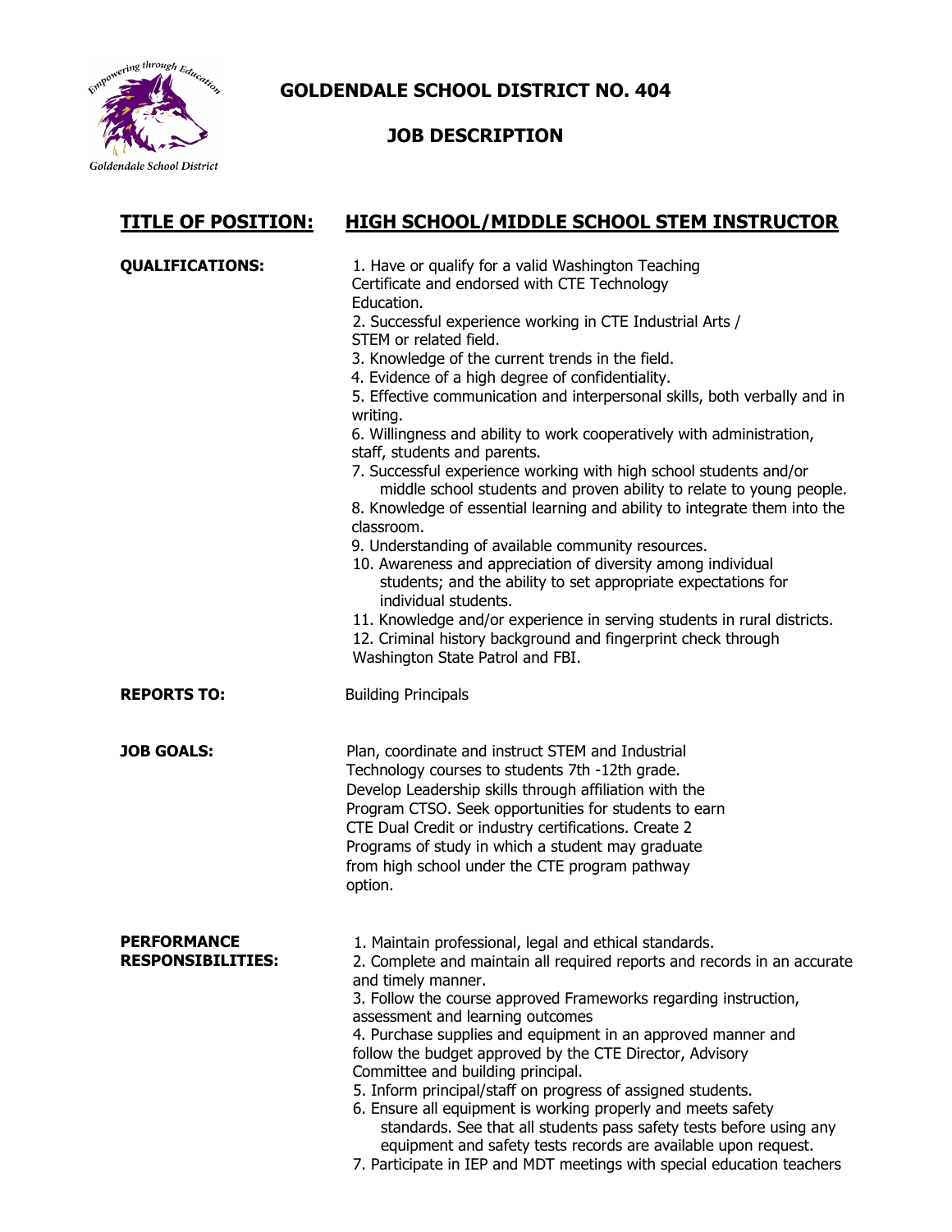# GOLDENDALE SCHOOL DISTRICT NO. 404

## JOB DESCRIPTION

**TITLE OF POSITION:** **HIGH SCHOOL/MIDDLE SCHOOL STEM INSTRUCTOR**

**QUALIFICATIONS:**

1. Have or qualify for a valid Washington Teaching Certificate and endorsed with CTE Technology Education.
2. Successful experience working in CTE Industrial Arts / STEM or related field.
3. Knowledge of the current trends in the field.
4. Evidence of a high degree of confidentiality.
5. Effective communication and interpersonal skills, both verbally and in writing.
6. Willingness and ability to work cooperatively with administration, staff, students and parents.
7. Successful experience working with high school students and/or middle school students and proven ability to relate to young people.
8. Knowledge of essential learning and ability to integrate them into the classroom.
9. Understanding of available community resources.
10. Awareness and appreciation of diversity among individual students; and the ability to set appropriate expectations for individual students.
11. Knowledge and/or experience in serving students in rural districts.
12. Criminal history background and fingerprint check through Washington State Patrol and FBI.

**REPORTS TO:** Building Principals

**JOB GOALS:** Plan, coordinate and instruct STEM and Industrial Technology courses to students 7th -12th grade. Develop Leadership skills through affiliation with the Program CTSO. Seek opportunities for students to earn CTE Dual Credit or industry certifications. Create 2 Programs of study in which a student may graduate from high school under the CTE program pathway option.

**PERFORMANCE RESPONSIBILITIES:**

1. Maintain professional, legal and ethical standards.
2. Complete and maintain all required reports and records in an accurate and timely manner.
3. Follow the course approved Frameworks regarding instruction, assessment and learning outcomes
4. Purchase supplies and equipment in an approved manner and follow the budget approved by the CTE Director, Advisory Committee and building principal.
5. Inform principal/staff on progress of assigned students.
6. Ensure all equipment is working properly and meets safety standards. See that all students pass safety tests before using any equipment and safety tests records are available upon request.
7. Participate in IEP and MDT meetings with special education teachers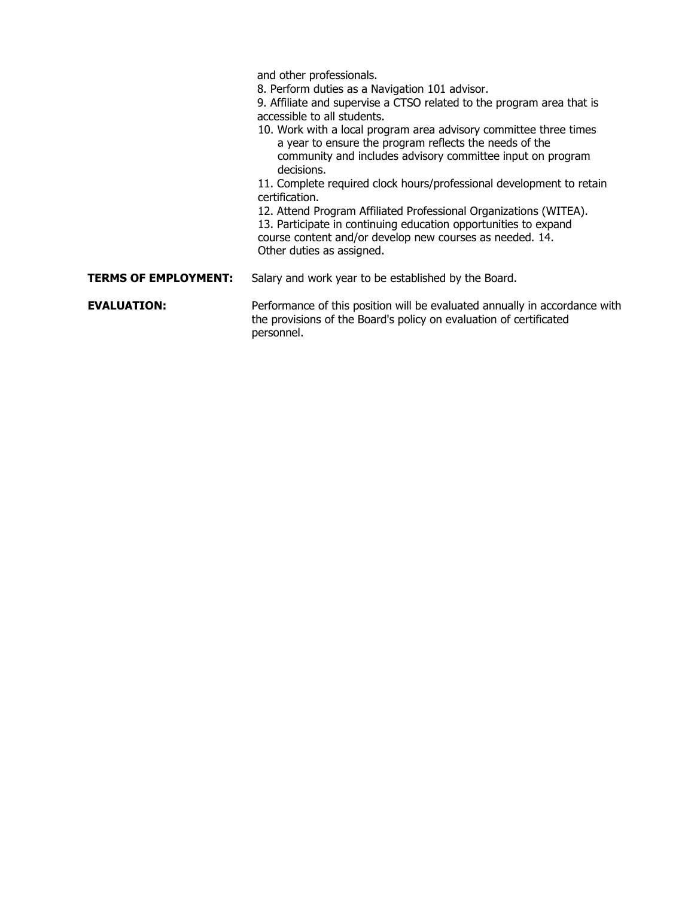and other professionals.

8. Perform duties as a Navigation 101 advisor.
9. Affiliate and supervise a CTSO related to the program area that is accessible to all students.
10. Work with a local program area advisory committee three times a year to ensure the program reflects the needs of the community and includes advisory committee input on program decisions.
11. Complete required clock hours/professional development to retain certification.
12. Attend Program Affiliated Professional Organizations (WITEA).
13. Participate in continuing education opportunities to expand course content and/or develop new courses as needed. 14. Other duties as assigned.

**TERMS OF EMPLOYMENT:** Salary and work year to be established by the Board.

**EVALUATION:** Performance of this position will be evaluated annually in accordance with the provisions of the Board's policy on evaluation of certificated personnel.